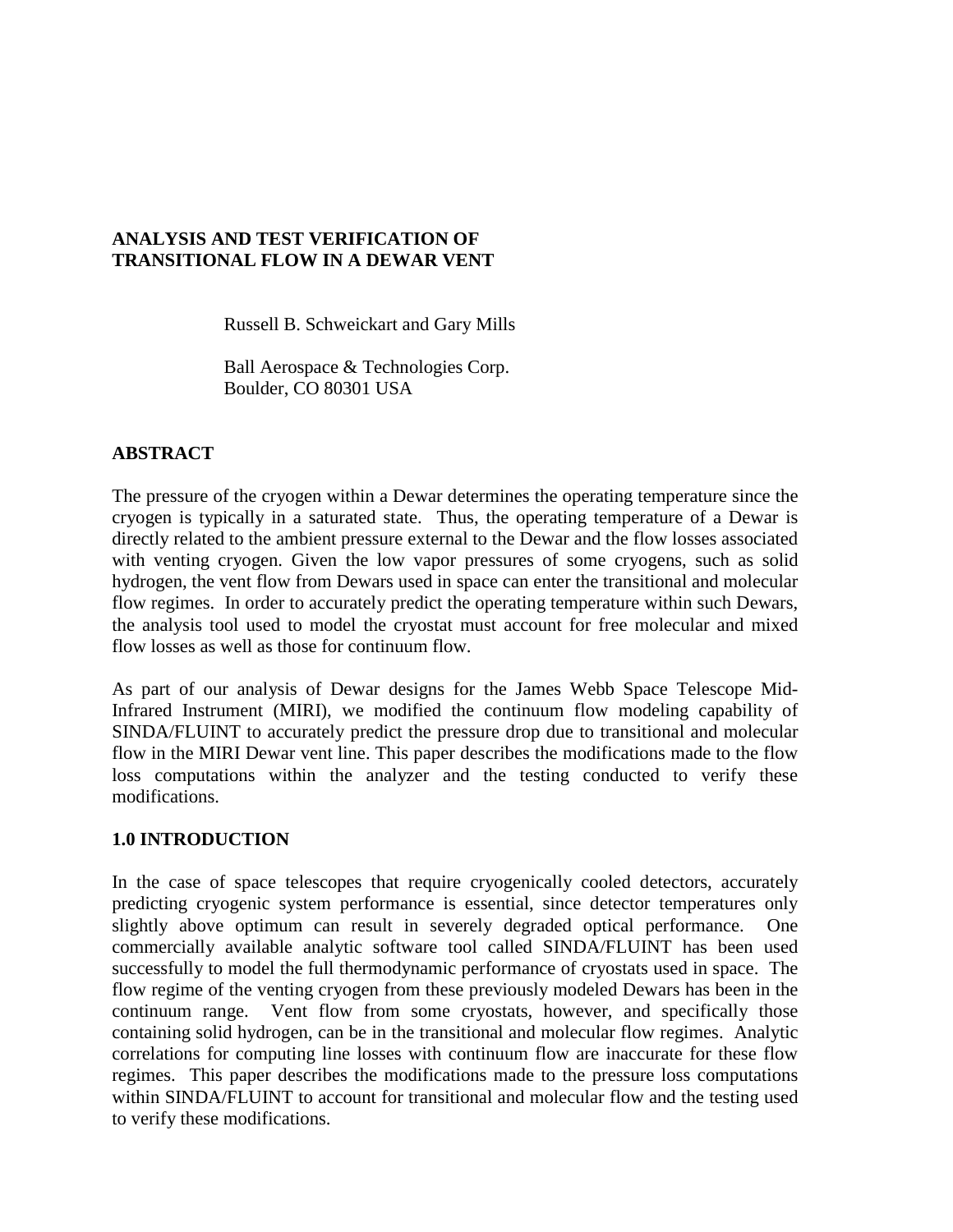# ANALYSIS AND TEST VERIFICATION OF TRANSITIONAL FLOW IN A DEWAR VENT

Russell B. Schweickart and Gary Mills

Ball Aerospace & Technologies Corp.
Boulder, CO 80301 USA

## ABSTRACT

The pressure of the cryogen within a Dewar determines the operating temperature since the cryogen is typically in a saturated state. Thus, the operating temperature of a Dewar is directly related to the ambient pressure external to the Dewar and the flow losses associated with venting cryogen. Given the low vapor pressures of some cryogens, such as solid hydrogen, the vent flow from Dewars used in space can enter the transitional and molecular flow regimes. In order to accurately predict the operating temperature within such Dewars, the analysis tool used to model the cryostat must account for free molecular and mixed flow losses as well as those for continuum flow.

As part of our analysis of Dewar designs for the James Webb Space Telescope Mid-Infrared Instrument (MIRI), we modified the continuum flow modeling capability of SINDA/FLUINT to accurately predict the pressure drop due to transitional and molecular flow in the MIRI Dewar vent line. This paper describes the modifications made to the flow loss computations within the analyzer and the testing conducted to verify these modifications.

## 1.0 INTRODUCTION

In the case of space telescopes that require cryogenically cooled detectors, accurately predicting cryogenic system performance is essential, since detector temperatures only slightly above optimum can result in severely degraded optical performance. One commercially available analytic software tool called SINDA/FLUINT has been used successfully to model the full thermodynamic performance of cryostats used in space. The flow regime of the venting cryogen from these previously modeled Dewars has been in the continuum range. Vent flow from some cryostats, however, and specifically those containing solid hydrogen, can be in the transitional and molecular flow regimes. Analytic correlations for computing line losses with continuum flow are inaccurate for these flow regimes. This paper describes the modifications made to the pressure loss computations within SINDA/FLUINT to account for transitional and molecular flow and the testing used to verify these modifications.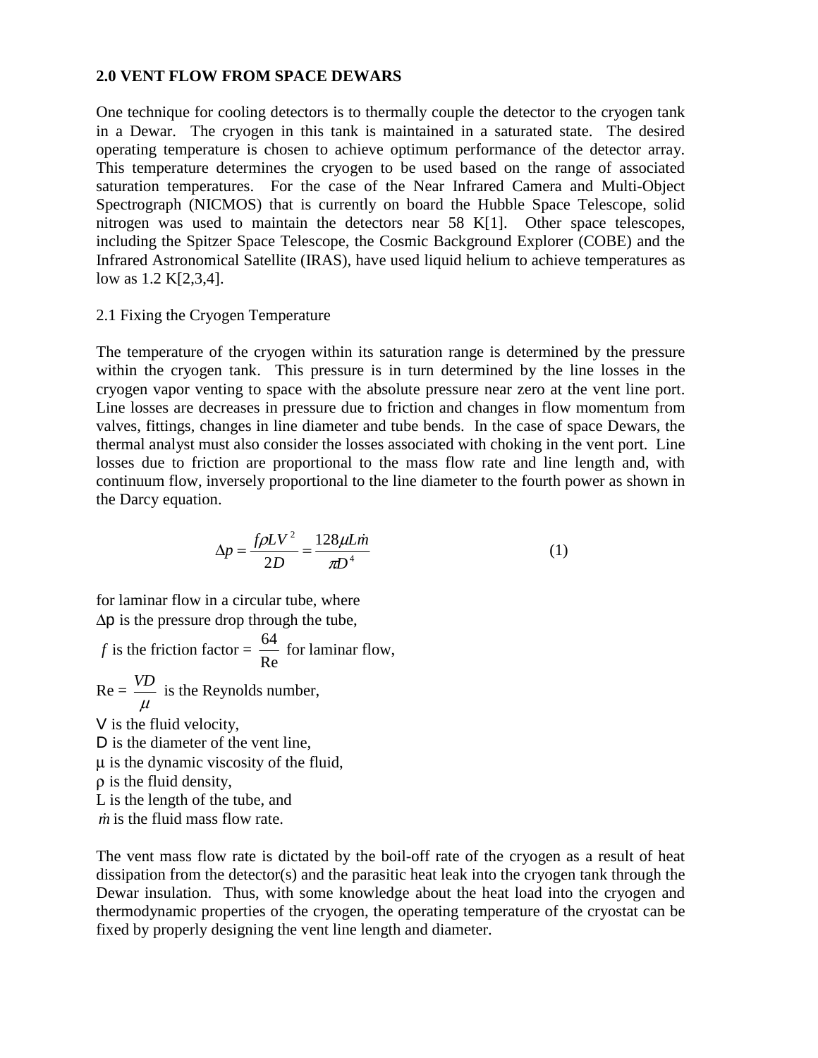## 2.0 VENT FLOW FROM SPACE DEWARS

One technique for cooling detectors is to thermally couple the detector to the cryogen tank in a Dewar. The cryogen in this tank is maintained in a saturated state. The desired operating temperature is chosen to achieve optimum performance of the detector array. This temperature determines the cryogen to be used based on the range of associated saturation temperatures. For the case of the Near Infrared Camera and Multi-Object Spectrograph (NICMOS) that is currently on board the Hubble Space Telescope, solid nitrogen was used to maintain the detectors near 58 K[1]. Other space telescopes, including the Spitzer Space Telescope, the Cosmic Background Explorer (COBE) and the Infrared Astronomical Satellite (IRAS), have used liquid helium to achieve temperatures as low as 1.2 K[2,3,4].

### 2.1 Fixing the Cryogen Temperature

The temperature of the cryogen within its saturation range is determined by the pressure within the cryogen tank. This pressure is in turn determined by the line losses in the cryogen vapor venting to space with the absolute pressure near zero at the vent line port. Line losses are decreases in pressure due to friction and changes in flow momentum from valves, fittings, changes in line diameter and tube bends. In the case of space Dewars, the thermal analyst must also consider the losses associated with choking in the vent port. Line losses due to friction are proportional to the mass flow rate and line length and, with continuum flow, inversely proportional to the line diameter to the fourth power as shown in the Darcy equation.

$$\Delta p = \frac{f \rho L V^2}{2D} = \frac{128 \mu L \dot{m}}{\pi D^4} \tag{1}$$

for laminar flow in a circular tube, where

$\Delta p$ is the pressure drop through the tube,

$f$ is the friction factor = $\frac{64}{\mathrm{Re}}$ for laminar flow,

$\mathrm{Re} = \frac{VD}{\mu}$ is the Reynolds number,

$V$ is the fluid velocity,

$D$ is the diameter of the vent line,

$\mu$ is the dynamic viscosity of the fluid,

$\rho$ is the fluid density,

$L$ is the length of the tube, and

$\dot{m}$ is the fluid mass flow rate.

The vent mass flow rate is dictated by the boil-off rate of the cryogen as a result of heat dissipation from the detector(s) and the parasitic heat leak into the cryogen tank through the Dewar insulation. Thus, with some knowledge about the heat load into the cryogen and thermodynamic properties of the cryogen, the operating temperature of the cryostat can be fixed by properly designing the vent line length and diameter.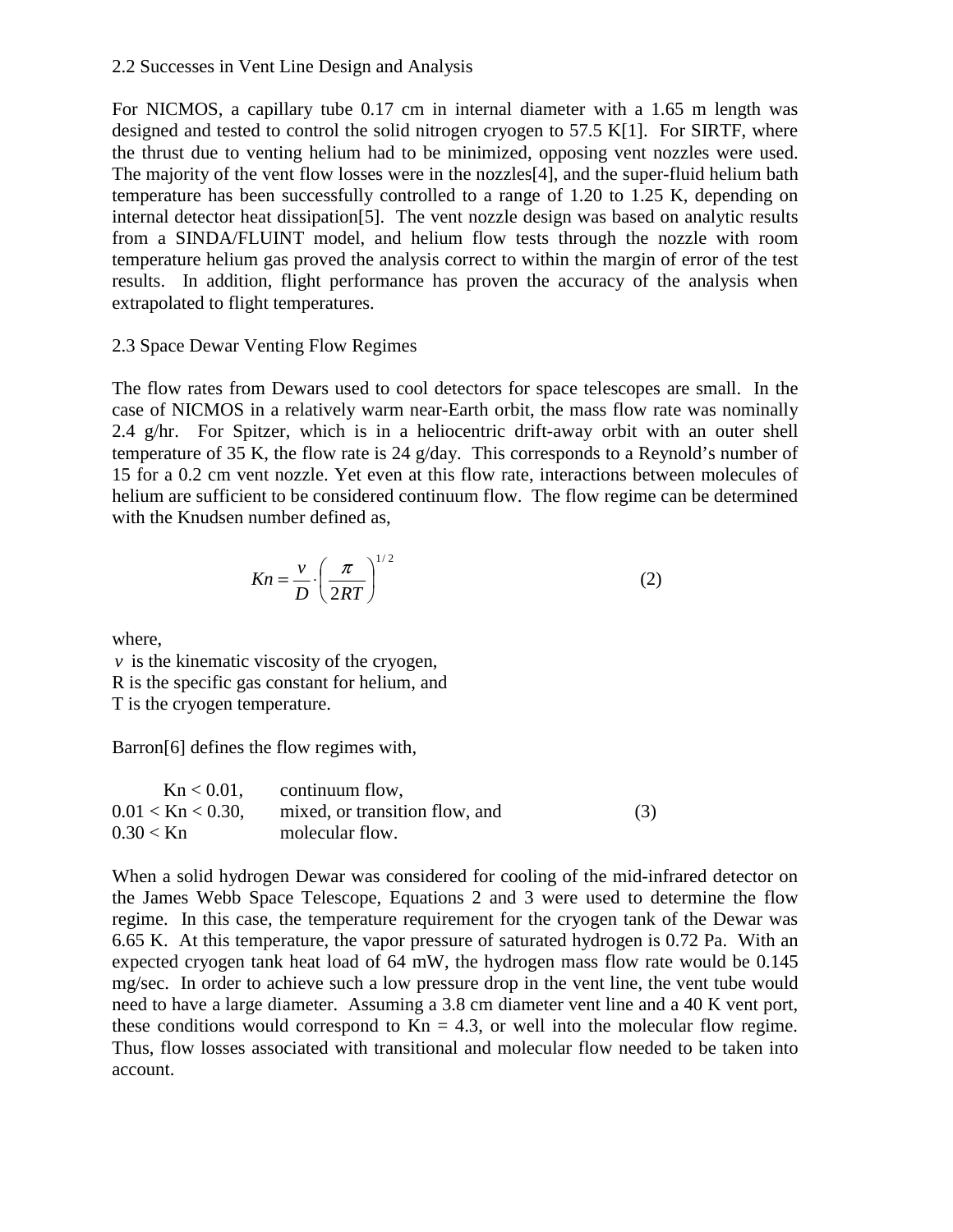## 2.2 Successes in Vent Line Design and Analysis

For NICMOS, a capillary tube 0.17 cm in internal diameter with a 1.65 m length was designed and tested to control the solid nitrogen cryogen to 57.5 K[1]. For SIRTF, where the thrust due to venting helium had to be minimized, opposing vent nozzles were used. The majority of the vent flow losses were in the nozzles[4], and the super-fluid helium bath temperature has been successfully controlled to a range of 1.20 to 1.25 K, depending on internal detector heat dissipation[5]. The vent nozzle design was based on analytic results from a SINDA/FLUINT model, and helium flow tests through the nozzle with room temperature helium gas proved the analysis correct to within the margin of error of the test results. In addition, flight performance has proven the accuracy of the analysis when extrapolated to flight temperatures.

## 2.3 Space Dewar Venting Flow Regimes

The flow rates from Dewars used to cool detectors for space telescopes are small. In the case of NICMOS in a relatively warm near-Earth orbit, the mass flow rate was nominally 2.4 g/hr. For Spitzer, which is in a heliocentric drift-away orbit with an outer shell temperature of 35 K, the flow rate is 24 g/day. This corresponds to a Reynold's number of 15 for a 0.2 cm vent nozzle. Yet even at this flow rate, interactions between molecules of helium are sufficient to be considered continuum flow. The flow regime can be determined with the Knudsen number defined as,

$$Kn = \frac{\nu}{D} \cdot \left( \frac{\pi}{2RT} \right)^{1/2} \tag{2}$$

where,

$\nu$ is the kinematic viscosity of the cryogen,
R is the specific gas constant for helium, and
T is the cryogen temperature.

Barron[6] defines the flow regimes with,

$$\begin{array}{lll} Kn < 0.01, & \text{continuum flow,} & \\ 0.01 < Kn < 0.30, & \text{mixed, or transition flow, and} & (3) \\ 0.30 < Kn & \text{molecular flow.} & \end{array}$$

When a solid hydrogen Dewar was considered for cooling of the mid-infrared detector on the James Webb Space Telescope, Equations 2 and 3 were used to determine the flow regime. In this case, the temperature requirement for the cryogen tank of the Dewar was 6.65 K. At this temperature, the vapor pressure of saturated hydrogen is 0.72 Pa. With an expected cryogen tank heat load of 64 mW, the hydrogen mass flow rate would be 0.145 mg/sec. In order to achieve such a low pressure drop in the vent line, the vent tube would need to have a large diameter. Assuming a 3.8 cm diameter vent line and a 40 K vent port, these conditions would correspond to Kn = 4.3, or well into the molecular flow regime. Thus, flow losses associated with transitional and molecular flow needed to be taken into account.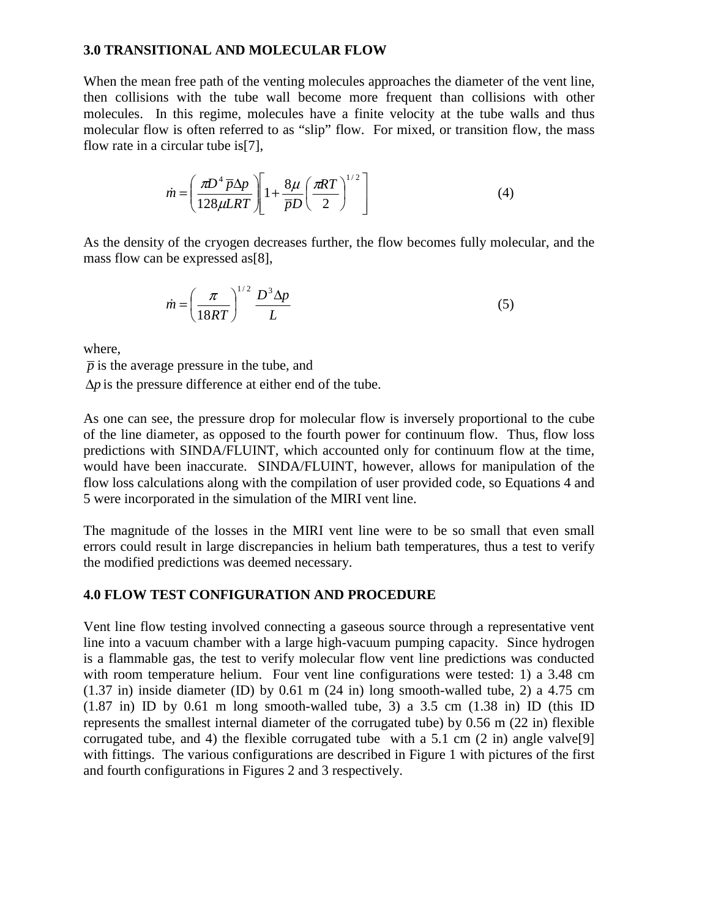## 3.0 TRANSITIONAL AND MOLECULAR FLOW

When the mean free path of the venting molecules approaches the diameter of the vent line, then collisions with the tube wall become more frequent than collisions with other molecules. In this regime, molecules have a finite velocity at the tube walls and thus molecular flow is often referred to as "slip" flow. For mixed, or transition flow, the mass flow rate in a circular tube is[7],

$$\dot{m} = \left( \frac{\pi D^4 \bar{p} \Delta p}{128 \mu LRT} \right) \left[ 1 + \frac{8\mu}{\bar{p} D} \left( \frac{\pi RT}{2} \right)^{1/2} \right] \tag{4}$$

As the density of the cryogen decreases further, the flow becomes fully molecular, and the mass flow can be expressed as[8],

$$\dot{m} = \left( \frac{\pi}{18RT} \right)^{1/2} \frac{D^3 \Delta p}{L} \tag{5}$$

where,

$\bar{p}$ is the average pressure in the tube, and

$\Delta p$ is the pressure difference at either end of the tube.

As one can see, the pressure drop for molecular flow is inversely proportional to the cube of the line diameter, as opposed to the fourth power for continuum flow. Thus, flow loss predictions with SINDA/FLUINT, which accounted only for continuum flow at the time, would have been inaccurate. SINDA/FLUINT, however, allows for manipulation of the flow loss calculations along with the compilation of user provided code, so Equations 4 and 5 were incorporated in the simulation of the MIRI vent line.

The magnitude of the losses in the MIRI vent line were to be so small that even small errors could result in large discrepancies in helium bath temperatures, thus a test to verify the modified predictions was deemed necessary.

## 4.0 FLOW TEST CONFIGURATION AND PROCEDURE

Vent line flow testing involved connecting a gaseous source through a representative vent line into a vacuum chamber with a large high-vacuum pumping capacity. Since hydrogen is a flammable gas, the test to verify molecular flow vent line predictions was conducted with room temperature helium. Four vent line configurations were tested: 1) a 3.48 cm (1.37 in) inside diameter (ID) by 0.61 m (24 in) long smooth-walled tube, 2) a 4.75 cm (1.87 in) ID by 0.61 m long smooth-walled tube, 3) a 3.5 cm (1.38 in) ID (this ID represents the smallest internal diameter of the corrugated tube) by 0.56 m (22 in) flexible corrugated tube, and 4) the flexible corrugated tube with a 5.1 cm (2 in) angle valve[9] with fittings. The various configurations are described in Figure 1 with pictures of the first and fourth configurations in Figures 2 and 3 respectively.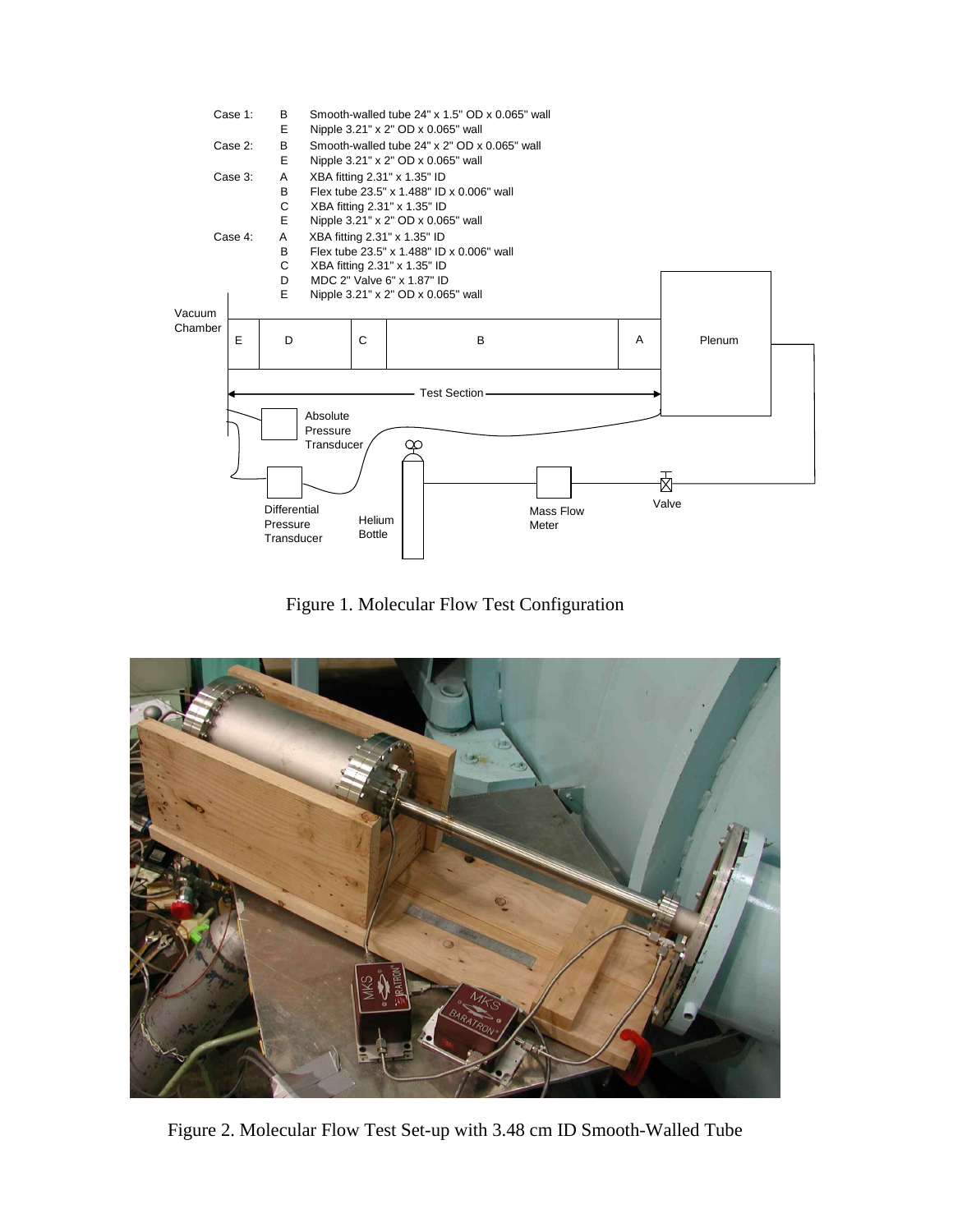Case 1:
- B Smooth-walled tube 24" x 1.5" OD x 0.065" wall
- E Nipple 3.21" x 2" OD x 0.065" wall

Case 2:
- B Smooth-walled tube 24" x 2" OD x 0.065" wall
- E Nipple 3.21" x 2" OD x 0.065" wall

Case 3:
- A XBA fitting 2.31" x 1.35" ID
- B Flex tube 23.5" x 1.488" ID x 0.006" wall
- C XBA fitting 2.31" x 1.35" ID
- E Nipple 3.21" x 2" OD x 0.065" wall

Case 4:
- A XBA fitting 2.31" x 1.35" ID
- B Flex tube 23.5" x 1.488" ID x 0.006" wall
- C XBA fitting 2.31" x 1.35" ID
- D MDC 2" Valve 6" x 1.87" ID
- E Nipple 3.21" x 2" OD x 0.065" wall

Figure 1. Molecular Flow Test Configuration

Figure 2. Molecular Flow Test Set-up with 3.48 cm ID Smooth-Walled Tube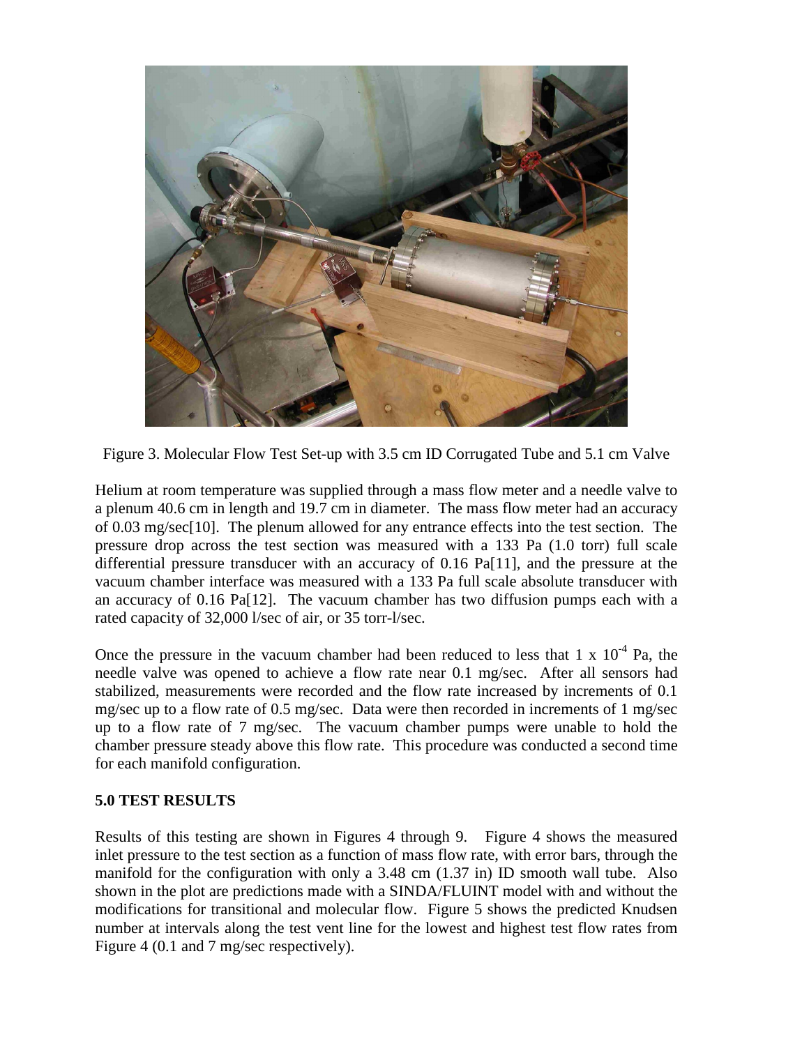Figure 3. Molecular Flow Test Set-up with 3.5 cm ID Corrugated Tube and 5.1 cm Valve

Helium at room temperature was supplied through a mass flow meter and a needle valve to a plenum 40.6 cm in length and 19.7 cm in diameter. The mass flow meter had an accuracy of 0.03 mg/sec[10]. The plenum allowed for any entrance effects into the test section. The pressure drop across the test section was measured with a 133 Pa (1.0 torr) full scale differential pressure transducer with an accuracy of 0.16 Pa[11], and the pressure at the vacuum chamber interface was measured with a 133 Pa full scale absolute transducer with an accuracy of 0.16 Pa[12]. The vacuum chamber has two diffusion pumps each with a rated capacity of 32,000 l/sec of air, or 35 torr-l/sec.

Once the pressure in the vacuum chamber had been reduced to less that 1 x $10^{-4}$ Pa, the needle valve was opened to achieve a flow rate near 0.1 mg/sec. After all sensors had stabilized, measurements were recorded and the flow rate increased by increments of 0.1 mg/sec up to a flow rate of 0.5 mg/sec. Data were then recorded in increments of 1 mg/sec up to a flow rate of 7 mg/sec. The vacuum chamber pumps were unable to hold the chamber pressure steady above this flow rate. This procedure was conducted a second time for each manifold configuration.

## 5.0 TEST RESULTS

Results of this testing are shown in Figures 4 through 9. Figure 4 shows the measured inlet pressure to the test section as a function of mass flow rate, with error bars, through the manifold for the configuration with only a 3.48 cm (1.37 in) ID smooth wall tube. Also shown in the plot are predictions made with a SINDA/FLUINT model with and without the modifications for transitional and molecular flow. Figure 5 shows the predicted Knudsen number at intervals along the test vent line for the lowest and highest test flow rates from Figure 4 (0.1 and 7 mg/sec respectively).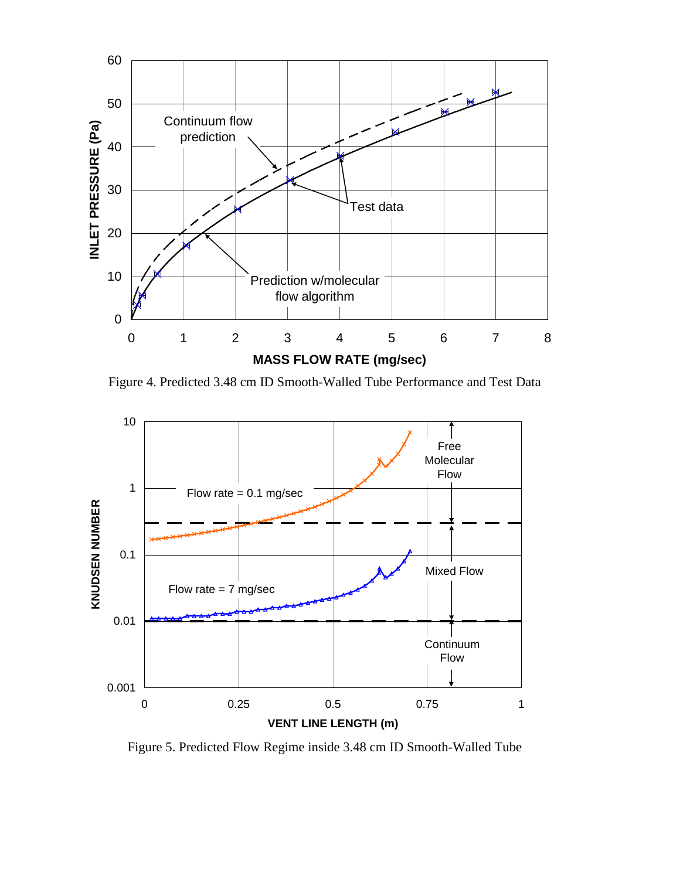Figure 4. Predicted 3.48 cm ID Smooth-Walled Tube Performance and Test Data

Figure 5. Predicted Flow Regime inside 3.48 cm ID Smooth-Walled Tube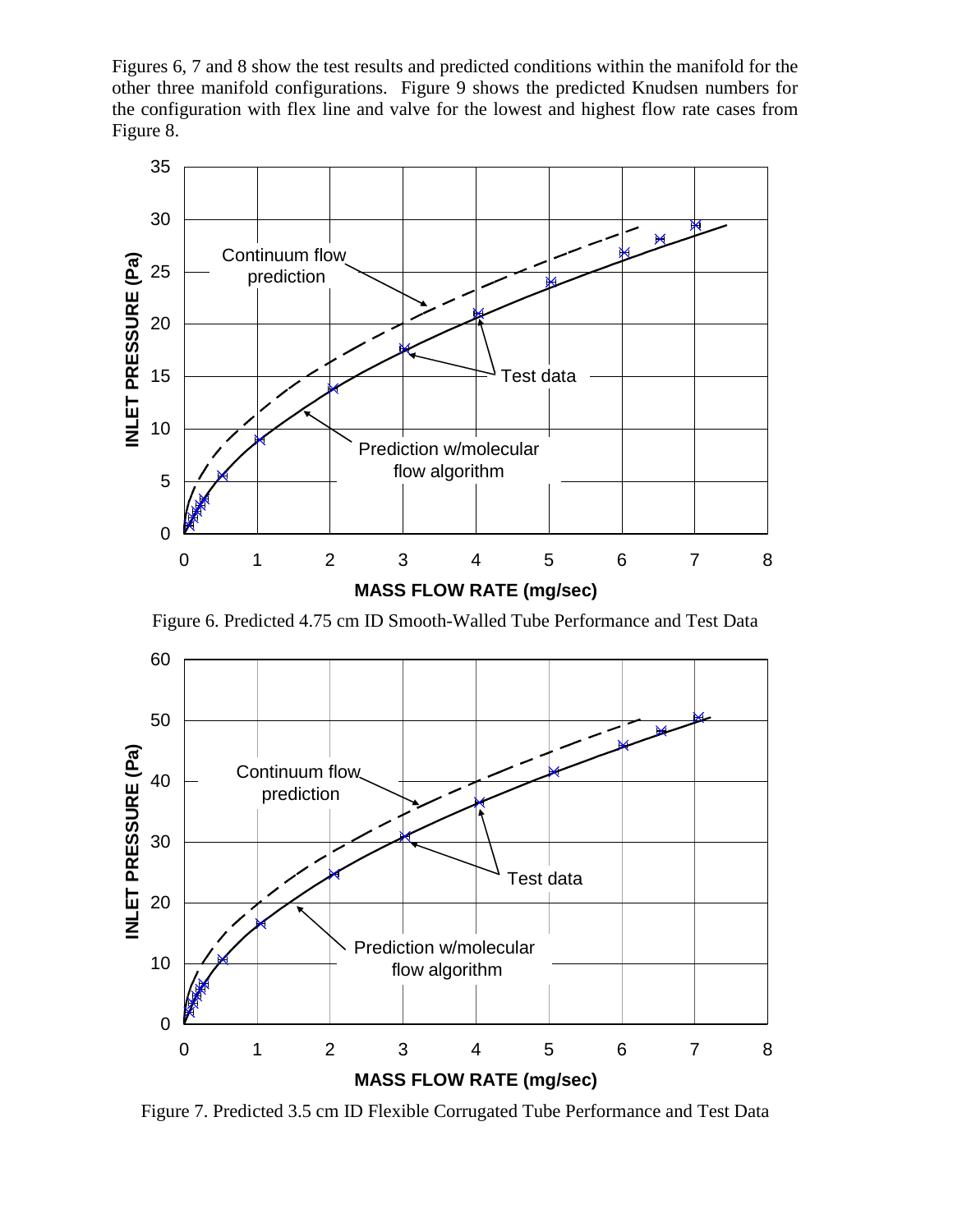Figures 6, 7 and 8 show the test results and predicted conditions within the manifold for the other three manifold configurations. Figure 9 shows the predicted Knudsen numbers for the configuration with flex line and valve for the lowest and highest flow rate cases from Figure 8.

Figure 6. Predicted 4.75 cm ID Smooth-Walled Tube Performance and Test Data

Figure 7. Predicted 3.5 cm ID Flexible Corrugated Tube Performance and Test Data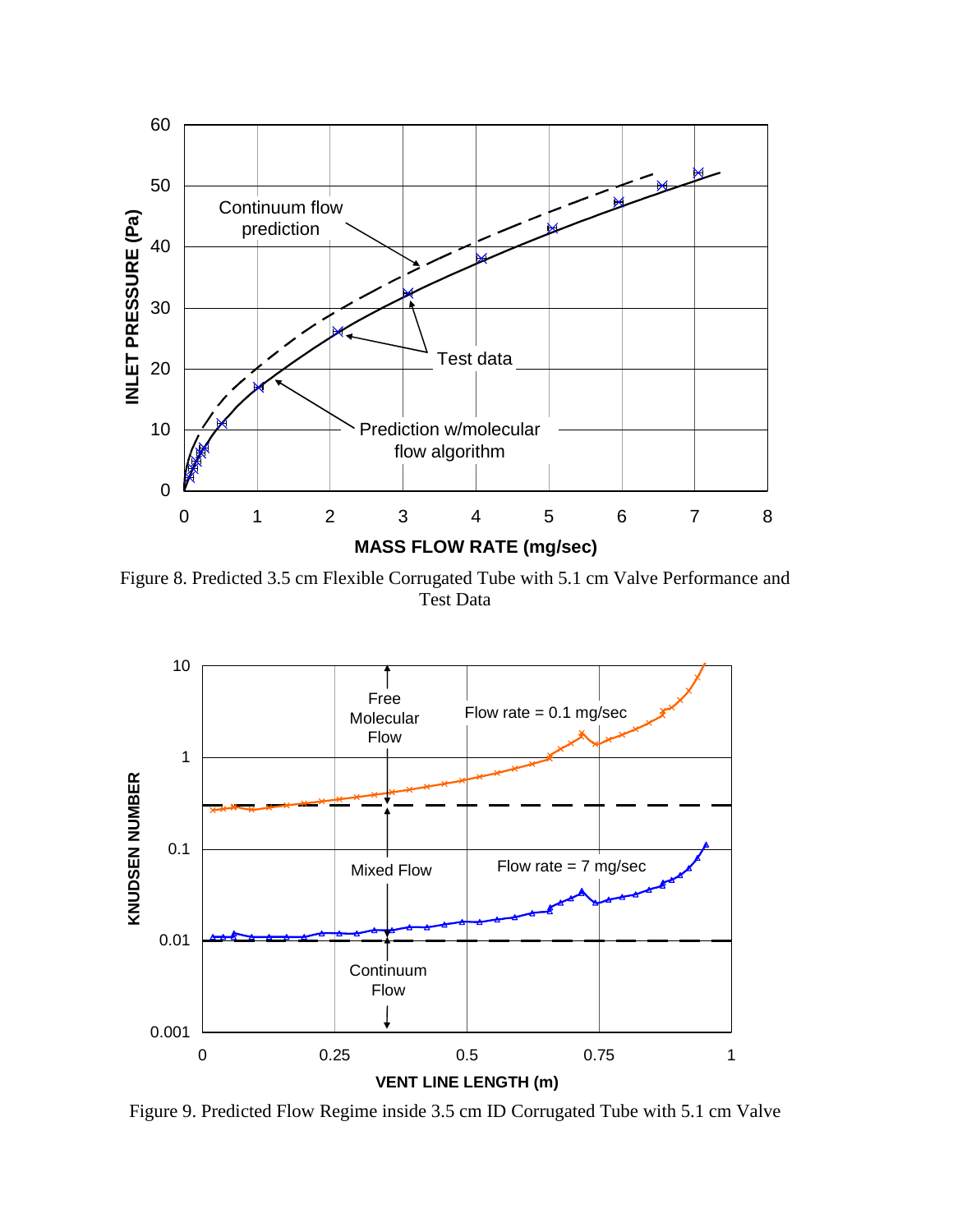Figure 8. Predicted 3.5 cm Flexible Corrugated Tube with 5.1 cm Valve Performance and Test Data

Figure 9. Predicted Flow Regime inside 3.5 cm ID Corrugated Tube with 5.1 cm Valve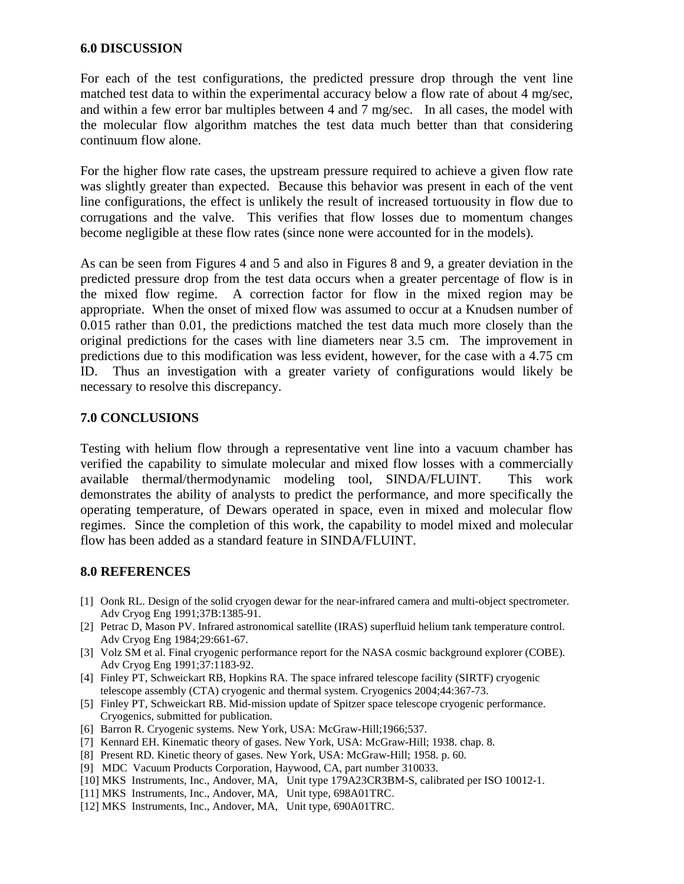## 6.0 DISCUSSION

For each of the test configurations, the predicted pressure drop through the vent line matched test data to within the experimental accuracy below a flow rate of about 4 mg/sec, and within a few error bar multiples between 4 and 7 mg/sec. In all cases, the model with the molecular flow algorithm matches the test data much better than that considering continuum flow alone.

For the higher flow rate cases, the upstream pressure required to achieve a given flow rate was slightly greater than expected. Because this behavior was present in each of the vent line configurations, the effect is unlikely the result of increased tortuousity in flow due to corrugations and the valve. This verifies that flow losses due to momentum changes become negligible at these flow rates (since none were accounted for in the models).

As can be seen from Figures 4 and 5 and also in Figures 8 and 9, a greater deviation in the predicted pressure drop from the test data occurs when a greater percentage of flow is in the mixed flow regime. A correction factor for flow in the mixed region may be appropriate. When the onset of mixed flow was assumed to occur at a Knudsen number of 0.015 rather than 0.01, the predictions matched the test data much more closely than the original predictions for the cases with line diameters near 3.5 cm. The improvement in predictions due to this modification was less evident, however, for the case with a 4.75 cm ID. Thus an investigation with a greater variety of configurations would likely be necessary to resolve this discrepancy.

## 7.0 CONCLUSIONS

Testing with helium flow through a representative vent line into a vacuum chamber has verified the capability to simulate molecular and mixed flow losses with a commercially available thermal/thermodynamic modeling tool, SINDA/FLUINT. This work demonstrates the ability of analysts to predict the performance, and more specifically the operating temperature, of Dewars operated in space, even in mixed and molecular flow regimes. Since the completion of this work, the capability to model mixed and molecular flow has been added as a standard feature in SINDA/FLUINT.

## 8.0 REFERENCES

[1] Oonk RL. Design of the solid cryogen dewar for the near-infrared camera and multi-object spectrometer. Adv Cryog Eng 1991;37B:1385-91.
[2] Petrac D, Mason PV. Infrared astronomical satellite (IRAS) superfluid helium tank temperature control. Adv Cryog Eng 1984;29:661-67.
[3] Volz SM et al. Final cryogenic performance report for the NASA cosmic background explorer (COBE). Adv Cryog Eng 1991;37:1183-92.
[4] Finley PT, Schweickart RB, Hopkins RA. The space infrared telescope facility (SIRTF) cryogenic telescope assembly (CTA) cryogenic and thermal system. Cryogenics 2004;44:367-73.
[5] Finley PT, Schweickart RB. Mid-mission update of Spitzer space telescope cryogenic performance. Cryogenics, submitted for publication.
[6] Barron R. Cryogenic systems. New York, USA: McGraw-Hill;1966;537.
[7] Kennard EH. Kinematic theory of gases. New York, USA: McGraw-Hill; 1938. chap. 8.
[8] Present RD. Kinetic theory of gases. New York, USA: McGraw-Hill; 1958. p. 60.
[9] MDC Vacuum Products Corporation, Haywood, CA, part number 310033.
[10] MKS Instruments, Inc., Andover, MA, Unit type 179A23CR3BM-S, calibrated per ISO 10012-1.
[11] MKS Instruments, Inc., Andover, MA, Unit type, 698A01TRC.
[12] MKS Instruments, Inc., Andover, MA, Unit type, 690A01TRC.